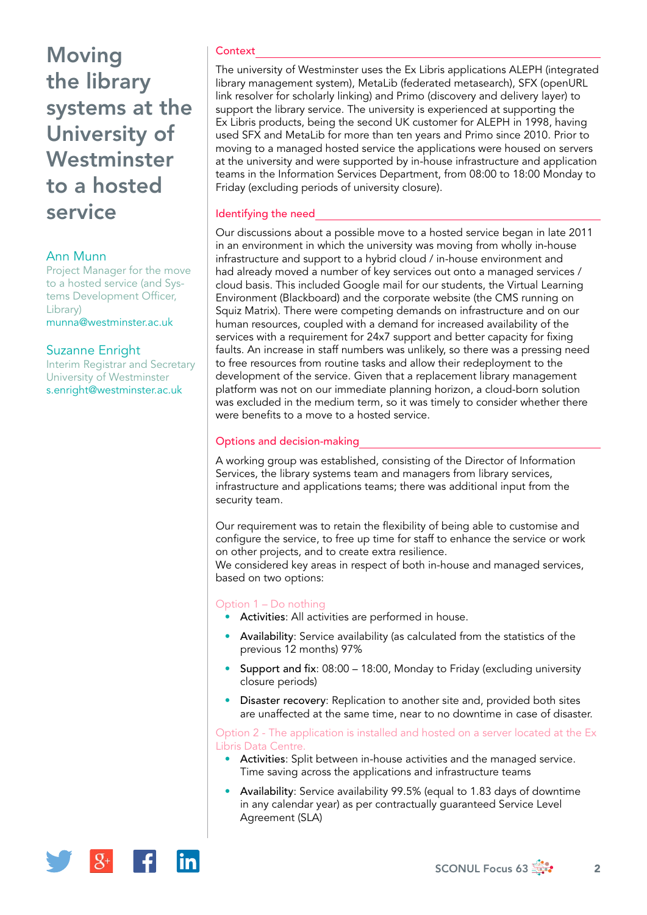# Moving the library systems at the University of Westminster to a hosted service

**Ann Munn**
Project Manager for the move to a hosted service (and Systems Development Officer, Library)
munna@westminster.ac.uk

**Suzanne Enright**
Interim Registrar and Secretary University of Westminster
s.enright@westminster.ac.uk

## Context

The university of Westminster uses the Ex Libris applications ALEPH (integrated library management system), MetaLib (federated metasearch), SFX (openURL link resolver for scholarly linking) and Primo (discovery and delivery layer) to support the library service. The university is experienced at supporting the Ex Libris products, being the second UK customer for ALEPH in 1998, having used SFX and MetaLib for more than ten years and Primo since 2010. Prior to moving to a managed hosted service the applications were housed on servers at the university and were supported by in-house infrastructure and application teams in the Information Services Department, from 08:00 to 18:00 Monday to Friday (excluding periods of university closure).

## Identifying the need

Our discussions about a possible move to a hosted service began in late 2011 in an environment in which the university was moving from wholly in-house infrastructure and support to a hybrid cloud / in-house environment and had already moved a number of key services out onto a managed services / cloud basis. This included Google mail for our students, the Virtual Learning Environment (Blackboard) and the corporate website (the CMS running on Squiz Matrix). There were competing demands on infrastructure and on our human resources, coupled with a demand for increased availability of the services with a requirement for 24x7 support and better capacity for fixing faults. An increase in staff numbers was unlikely, so there was a pressing need to free resources from routine tasks and allow their redeployment to the development of the service. Given that a replacement library management platform was not on our immediate planning horizon, a cloud-born solution was excluded in the medium term, so it was timely to consider whether there were benefits to a move to a hosted service.

## Options and decision-making

A working group was established, consisting of the Director of Information Services, the library systems team and managers from library services, infrastructure and applications teams; there was additional input from the security team.

Our requirement was to retain the flexibility of being able to customise and configure the service, to free up time for staff to enhance the service or work on other projects, and to create extra resilience.
We considered key areas in respect of both in-house and managed services, based on two options:

### Option 1 – Do nothing

- **Activities**: All activities are performed in house.
- **Availability**: Service availability (as calculated from the statistics of the previous 12 months) 97%
- **Support and fix**: 08:00 – 18:00, Monday to Friday (excluding university closure periods)
- **Disaster recovery**: Replication to another site and, provided both sites are unaffected at the same time, near to no downtime in case of disaster.

### Option 2 - The application is installed and hosted on a server located at the Ex Libris Data Centre.

- **Activities**: Split between in-house activities and the managed service. Time saving across the applications and infrastructure teams
- **Availability**: Service availability 99.5% (equal to 1.83 days of downtime in any calendar year) as per contractually guaranteed Service Level Agreement (SLA)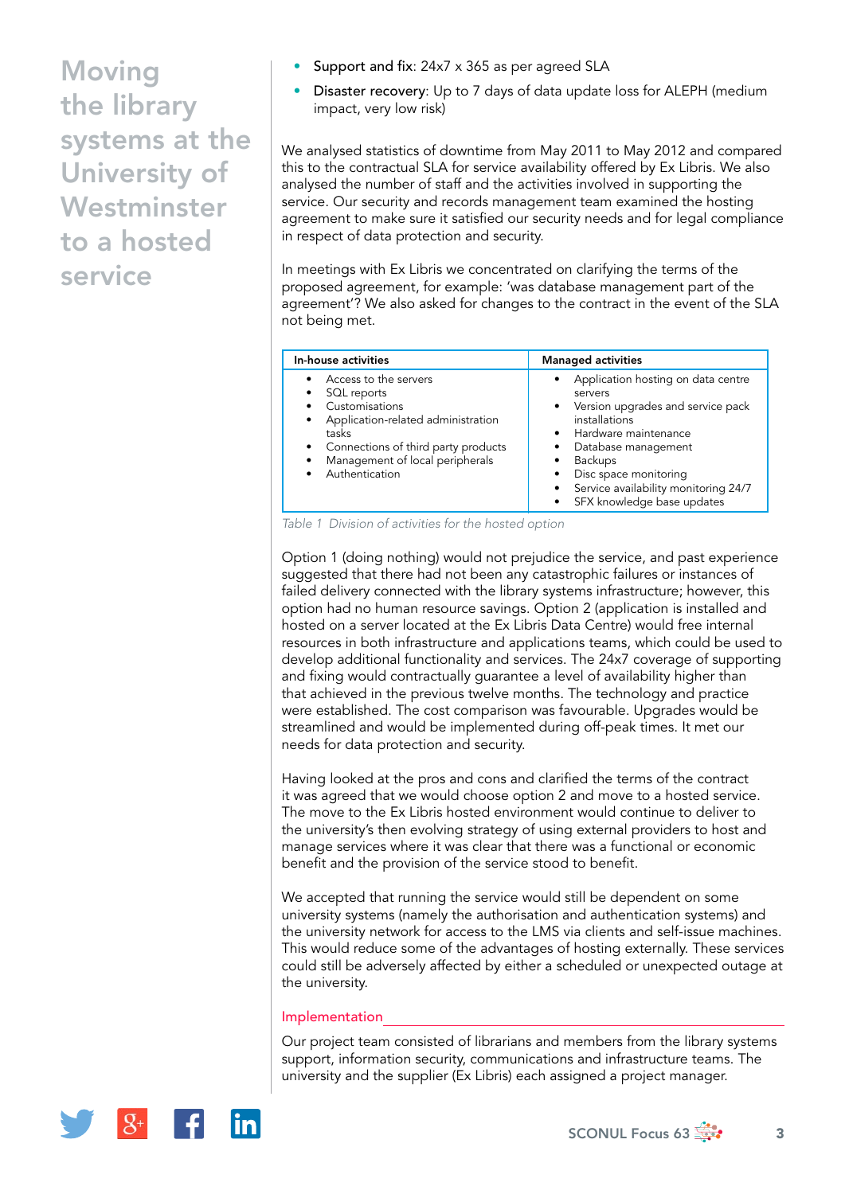- **Support and fix**: 24x7 x 365 as per agreed SLA
- **Disaster recovery**: Up to 7 days of data update loss for ALEPH (medium impact, very low risk)

We analysed statistics of downtime from May 2011 to May 2012 and compared this to the contractual SLA for service availability offered by Ex Libris. We also analysed the number of staff and the activities involved in supporting the service. Our security and records management team examined the hosting agreement to make sure it satisfied our security needs and for legal compliance in respect of data protection and security.

In meetings with Ex Libris we concentrated on clarifying the terms of the proposed agreement, for example: 'was database management part of the agreement'? We also asked for changes to the contract in the event of the SLA not being met.

| In-house activities | Managed activities |
|---|---|
| • Access to the servers<br>• SQL reports<br>• Customisations<br>• Application-related administration tasks<br>• Connections of third party products<br>• Management of local peripherals<br>• Authentication | • Application hosting on data centre servers<br>• Version upgrades and service pack installations<br>• Hardware maintenance<br>• Database management<br>• Backups<br>• Disc space monitoring<br>• Service availability monitoring 24/7<br>• SFX knowledge base updates |

*Table 1 Division of activities for the hosted option*

Option 1 (doing nothing) would not prejudice the service, and past experience suggested that there had not been any catastrophic failures or instances of failed delivery connected with the library systems infrastructure; however, this option had no human resource savings. Option 2 (application is installed and hosted on a server located at the Ex Libris Data Centre) would free internal resources in both infrastructure and applications teams, which could be used to develop additional functionality and services. The 24x7 coverage of supporting and fixing would contractually guarantee a level of availability higher than that achieved in the previous twelve months. The technology and practice were established. The cost comparison was favourable. Upgrades would be streamlined and would be implemented during off-peak times. It met our needs for data protection and security.

Having looked at the pros and cons and clarified the terms of the contract it was agreed that we would choose option 2 and move to a hosted service. The move to the Ex Libris hosted environment would continue to deliver to the university's then evolving strategy of using external providers to host and manage services where it was clear that there was a functional or economic benefit and the provision of the service stood to benefit.

We accepted that running the service would still be dependent on some university systems (namely the authorisation and authentication systems) and the university network for access to the LMS via clients and self-issue machines. This would reduce some of the advantages of hosting externally. These services could still be adversely affected by either a scheduled or unexpected outage at the university.

## Implementation

Our project team consisted of librarians and members from the library systems support, information security, communications and infrastructure teams. The university and the supplier (Ex Libris) each assigned a project manager.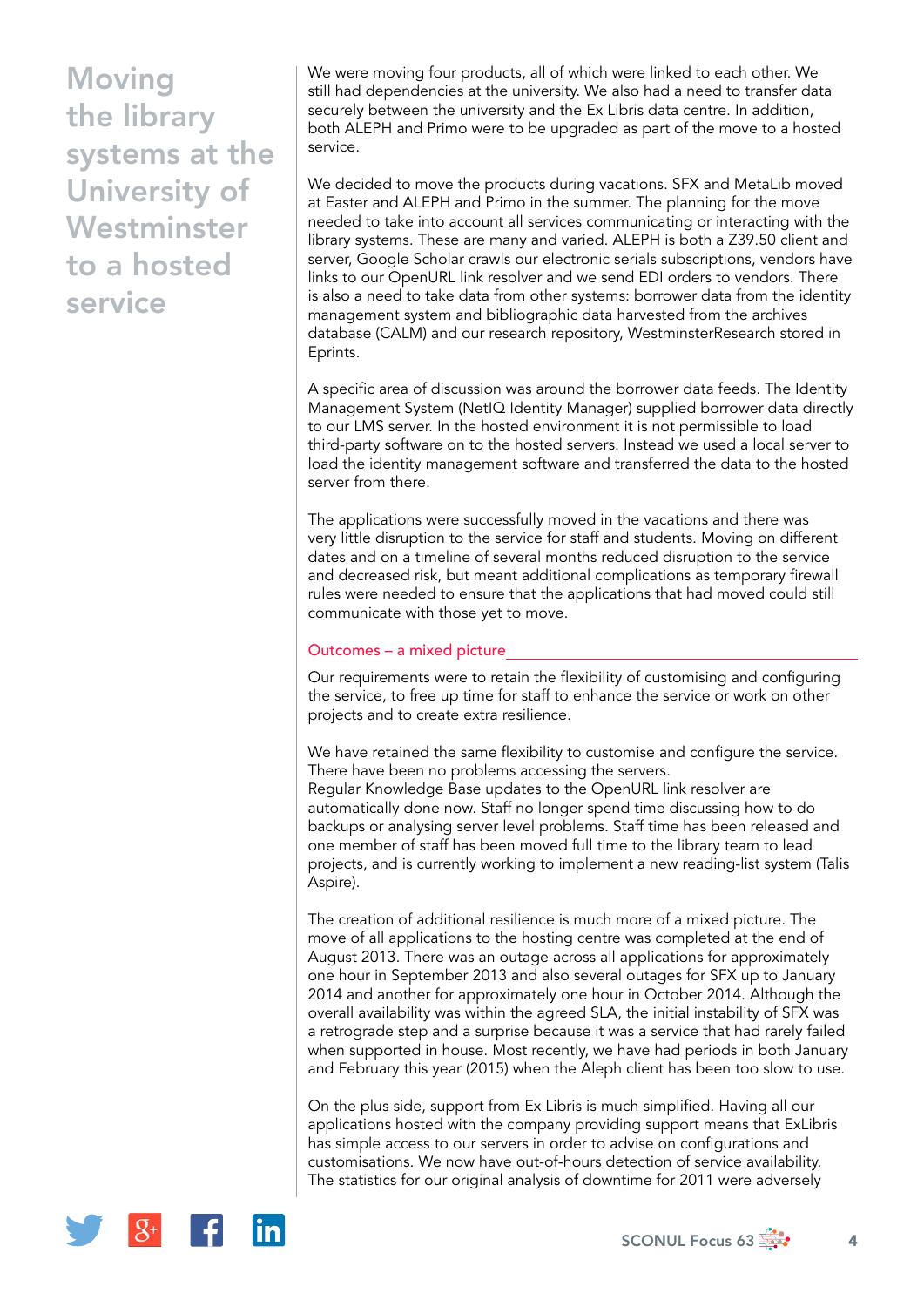# Moving the library systems at the University of Westminster to a hosted service

We were moving four products, all of which were linked to each other. We still had dependencies at the university. We also had a need to transfer data securely between the university and the Ex Libris data centre. In addition, both ALEPH and Primo were to be upgraded as part of the move to a hosted service.

We decided to move the products during vacations. SFX and MetaLib moved at Easter and ALEPH and Primo in the summer. The planning for the move needed to take into account all services communicating or interacting with the library systems. These are many and varied. ALEPH is both a Z39.50 client and server, Google Scholar crawls our electronic serials subscriptions, vendors have links to our OpenURL link resolver and we send EDI orders to vendors. There is also a need to take data from other systems: borrower data from the identity management system and bibliographic data harvested from the archives database (CALM) and our research repository, WestminsterResearch stored in Eprints.

A specific area of discussion was around the borrower data feeds. The Identity Management System (NetIQ Identity Manager) supplied borrower data directly to our LMS server. In the hosted environment it is not permissible to load third-party software on to the hosted servers. Instead we used a local server to load the identity management software and transferred the data to the hosted server from there.

The applications were successfully moved in the vacations and there was very little disruption to the service for staff and students. Moving on different dates and on a timeline of several months reduced disruption to the service and decreased risk, but meant additional complications as temporary firewall rules were needed to ensure that the applications that had moved could still communicate with those yet to move.

## Outcomes – a mixed picture

Our requirements were to retain the flexibility of customising and configuring the service, to free up time for staff to enhance the service or work on other projects and to create extra resilience.

We have retained the same flexibility to customise and configure the service. There have been no problems accessing the servers.
Regular Knowledge Base updates to the OpenURL link resolver are automatically done now. Staff no longer spend time discussing how to do backups or analysing server level problems. Staff time has been released and one member of staff has been moved full time to the library team to lead projects, and is currently working to implement a new reading-list system (Talis Aspire).

The creation of additional resilience is much more of a mixed picture. The move of all applications to the hosting centre was completed at the end of August 2013. There was an outage across all applications for approximately one hour in September 2013 and also several outages for SFX up to January 2014 and another for approximately one hour in October 2014. Although the overall availability was within the agreed SLA, the initial instability of SFX was a retrograde step and a surprise because it was a service that had rarely failed when supported in house. Most recently, we have had periods in both January and February this year (2015) when the Aleph client has been too slow to use.

On the plus side, support from Ex Libris is much simplified. Having all our applications hosted with the company providing support means that ExLibris has simple access to our servers in order to advise on configurations and customisations. We now have out-of-hours detection of service availability. The statistics for our original analysis of downtime for 2011 were adversely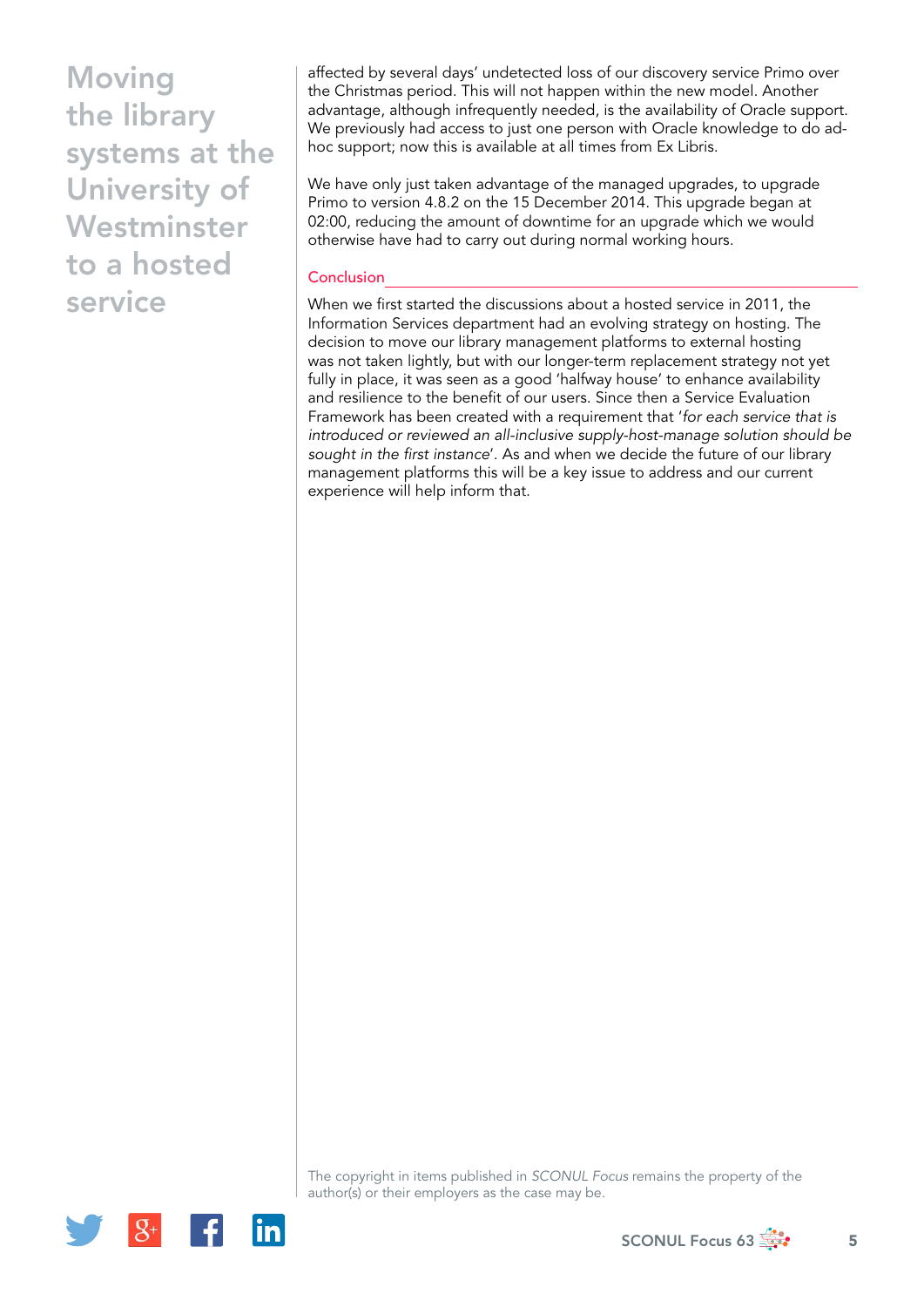affected by several days' undetected loss of our discovery service Primo over the Christmas period. This will not happen within the new model. Another advantage, although infrequently needed, is the availability of Oracle support. We previously had access to just one person with Oracle knowledge to do ad-hoc support; now this is available at all times from Ex Libris.

We have only just taken advantage of the managed upgrades, to upgrade Primo to version 4.8.2 on the 15 December 2014. This upgrade began at 02:00, reducing the amount of downtime for an upgrade which we would otherwise have had to carry out during normal working hours.

## Conclusion

When we first started the discussions about a hosted service in 2011, the Information Services department had an evolving strategy on hosting. The decision to move our library management platforms to external hosting was not taken lightly, but with our longer-term replacement strategy not yet fully in place, it was seen as a good 'halfway house' to enhance availability and resilience to the benefit of our users. Since then a Service Evaluation Framework has been created with a requirement that '*for each service that is introduced or reviewed an all-inclusive supply-host-manage solution should be sought in the first instance*'. As and when we decide the future of our library management platforms this will be a key issue to address and our current experience will help inform that.

The copyright in items published in *SCONUL Focus* remains the property of the author(s) or their employers as the case may be.